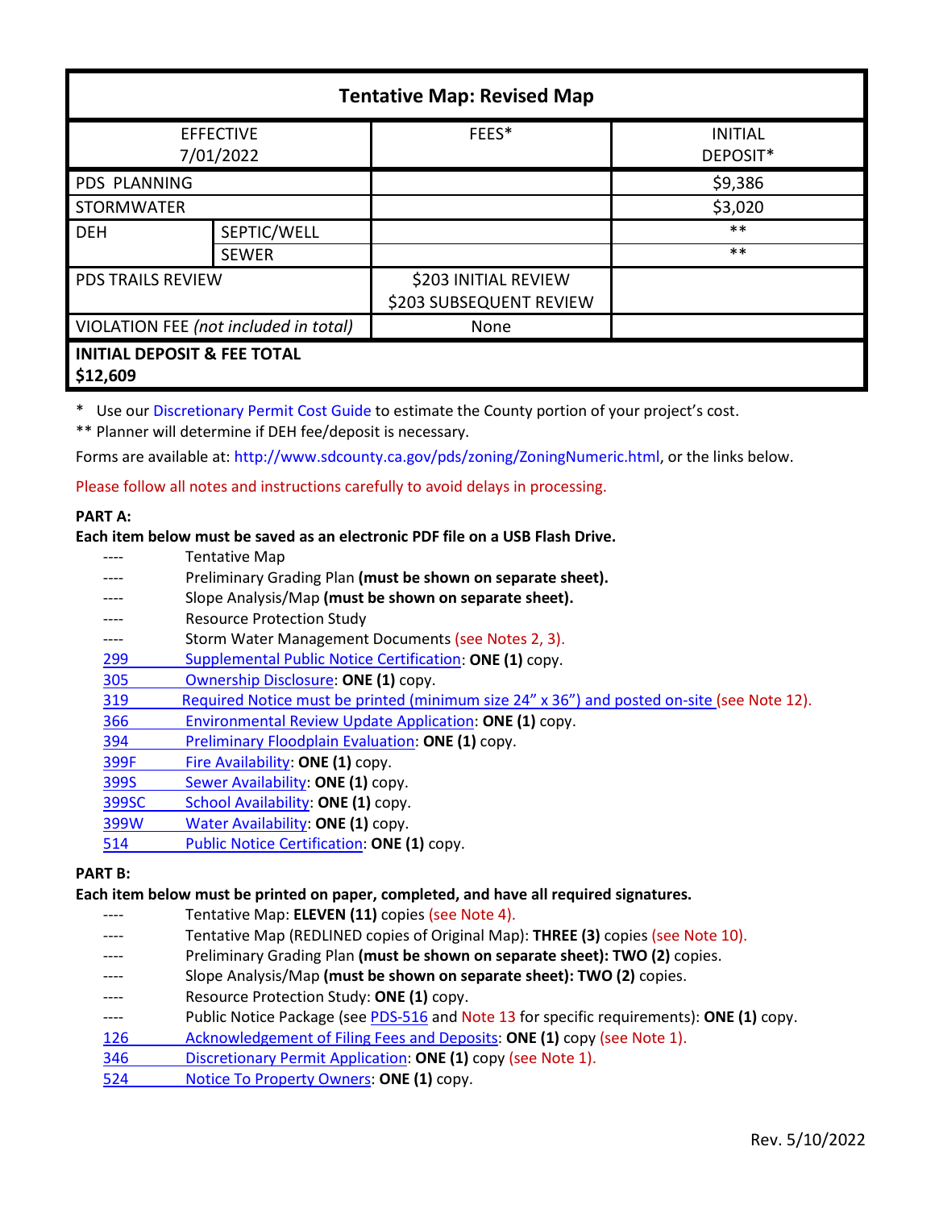| Tentative Map: Revised Map | | | |
|---|---|---|---|
| EFFECTIVE 7/01/2022 | | FEES* | INITIAL DEPOSIT* |
| PDS PLANNING | | | $9,386 |
| STORMWATER | | | $3,020 |
| DEH | SEPTIC/WELL | | ** |
| | SEWER | | ** |
| PDS TRAILS REVIEW | | $203 INITIAL REVIEW<br>$203 SUBSEQUENT REVIEW | |
| VIOLATION FEE *(not included in total)* | | None | |
| **INITIAL DEPOSIT & FEE TOTAL $12,609** | | | |

\* Use our Discretionary Permit Cost Guide to estimate the County portion of your project's cost.

** Planner will determine if DEH fee/deposit is necessary.

Forms are available at: http://www.sdcounty.ca.gov/pds/zoning/ZoningNumeric.html, or the links below.

Please follow all notes and instructions carefully to avoid delays in processing.

**PART A:**

**Each item below must be saved as an electronic PDF file on a USB Flash Drive.**

- ---- Tentative Map
- ---- Preliminary Grading Plan **(must be shown on separate sheet).**
- ---- Slope Analysis/Map **(must be shown on separate sheet).**
- ---- Resource Protection Study
- ---- Storm Water Management Documents (see Notes 2, 3).
- 299 Supplemental Public Notice Certification: **ONE (1)** copy.
- 305 Ownership Disclosure: **ONE (1)** copy.
- 319 Required Notice must be printed (minimum size 24" x 36") and posted on-site (see Note 12).
- 366 Environmental Review Update Application: **ONE (1)** copy.
- 394 Preliminary Floodplain Evaluation: **ONE (1)** copy.
- 399F Fire Availability: **ONE (1)** copy.
- 399S Sewer Availability: **ONE (1)** copy.
- 399SC School Availability: **ONE (1)** copy.
- 399W Water Availability: **ONE (1)** copy.
- 514 Public Notice Certification: **ONE (1)** copy.

**PART B:**

**Each item below must be printed on paper, completed, and have all required signatures.**

- ---- Tentative Map: **ELEVEN (11)** copies (see Note 4).
- ---- Tentative Map (REDLINED copies of Original Map): **THREE (3)** copies (see Note 10).
- ---- Preliminary Grading Plan **(must be shown on separate sheet): TWO (2)** copies.
- ---- Slope Analysis/Map **(must be shown on separate sheet): TWO (2)** copies.
- ---- Resource Protection Study: **ONE (1)** copy.
- ---- Public Notice Package (see PDS-516 and Note 13 for specific requirements): **ONE (1)** copy.
- 126 Acknowledgement of Filing Fees and Deposits: **ONE (1)** copy (see Note 1).
- 346 Discretionary Permit Application: **ONE (1)** copy (see Note 1).
- 524 Notice To Property Owners: **ONE (1)** copy.

Rev. 5/10/2022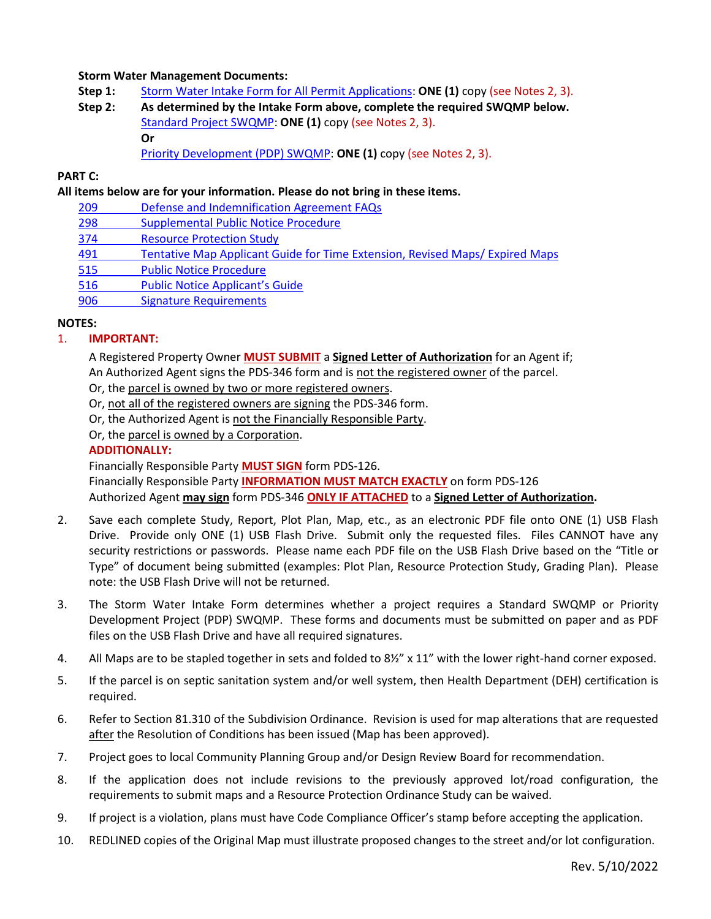**Storm Water Management Documents:**

**Step 1:** Storm Water Intake Form for All Permit Applications: **ONE (1)** copy (see Notes 2, 3).

**Step 2:** **As determined by the Intake Form above, complete the required SWQMP below.**
Standard Project SWQMP: **ONE (1)** copy (see Notes 2, 3).
**Or**
Priority Development (PDP) SWQMP: **ONE (1)** copy (see Notes 2, 3).

**PART C:**

**All items below are for your information. Please do not bring in these items.**

- 209 Defense and Indemnification Agreement FAQs
- 298 Supplemental Public Notice Procedure
- 374 Resource Protection Study
- 491 Tentative Map Applicant Guide for Time Extension, Revised Maps/ Expired Maps
- 515 Public Notice Procedure
- 516 Public Notice Applicant's Guide
- 906 Signature Requirements

**NOTES:**

1. **IMPORTANT:**

   A Registered Property Owner **MUST SUBMIT** a **Signed Letter of Authorization** for an Agent if;
   An Authorized Agent signs the PDS-346 form and is not the registered owner of the parcel.
   Or, the parcel is owned by two or more registered owners.
   Or, not all of the registered owners are signing the PDS-346 form.
   Or, the Authorized Agent is not the Financially Responsible Party.
   Or, the parcel is owned by a Corporation.

   **ADDITIONALLY:**

   Financially Responsible Party **MUST SIGN** form PDS-126.
   Financially Responsible Party **INFORMATION MUST MATCH EXACTLY** on form PDS-126
   Authorized Agent **may sign** form PDS-346 **ONLY IF ATTACHED** to a **Signed Letter of Authorization.**

2. Save each complete Study, Report, Plot Plan, Map, etc., as an electronic PDF file onto ONE (1) USB Flash Drive. Provide only ONE (1) USB Flash Drive. Submit only the requested files. Files CANNOT have any security restrictions or passwords. Please name each PDF file on the USB Flash Drive based on the "Title or Type" of document being submitted (examples: Plot Plan, Resource Protection Study, Grading Plan). Please note: the USB Flash Drive will not be returned.

3. The Storm Water Intake Form determines whether a project requires a Standard SWQMP or Priority Development Project (PDP) SWQMP. These forms and documents must be submitted on paper and as PDF files on the USB Flash Drive and have all required signatures.

4. All Maps are to be stapled together in sets and folded to 8½" x 11" with the lower right-hand corner exposed.

5. If the parcel is on septic sanitation system and/or well system, then Health Department (DEH) certification is required.

6. Refer to Section 81.310 of the Subdivision Ordinance. Revision is used for map alterations that are requested after the Resolution of Conditions has been issued (Map has been approved).

7. Project goes to local Community Planning Group and/or Design Review Board for recommendation.

8. If the application does not include revisions to the previously approved lot/road configuration, the requirements to submit maps and a Resource Protection Ordinance Study can be waived.

9. If project is a violation, plans must have Code Compliance Officer's stamp before accepting the application.

10. REDLINED copies of the Original Map must illustrate proposed changes to the street and/or lot configuration.

Rev. 5/10/2022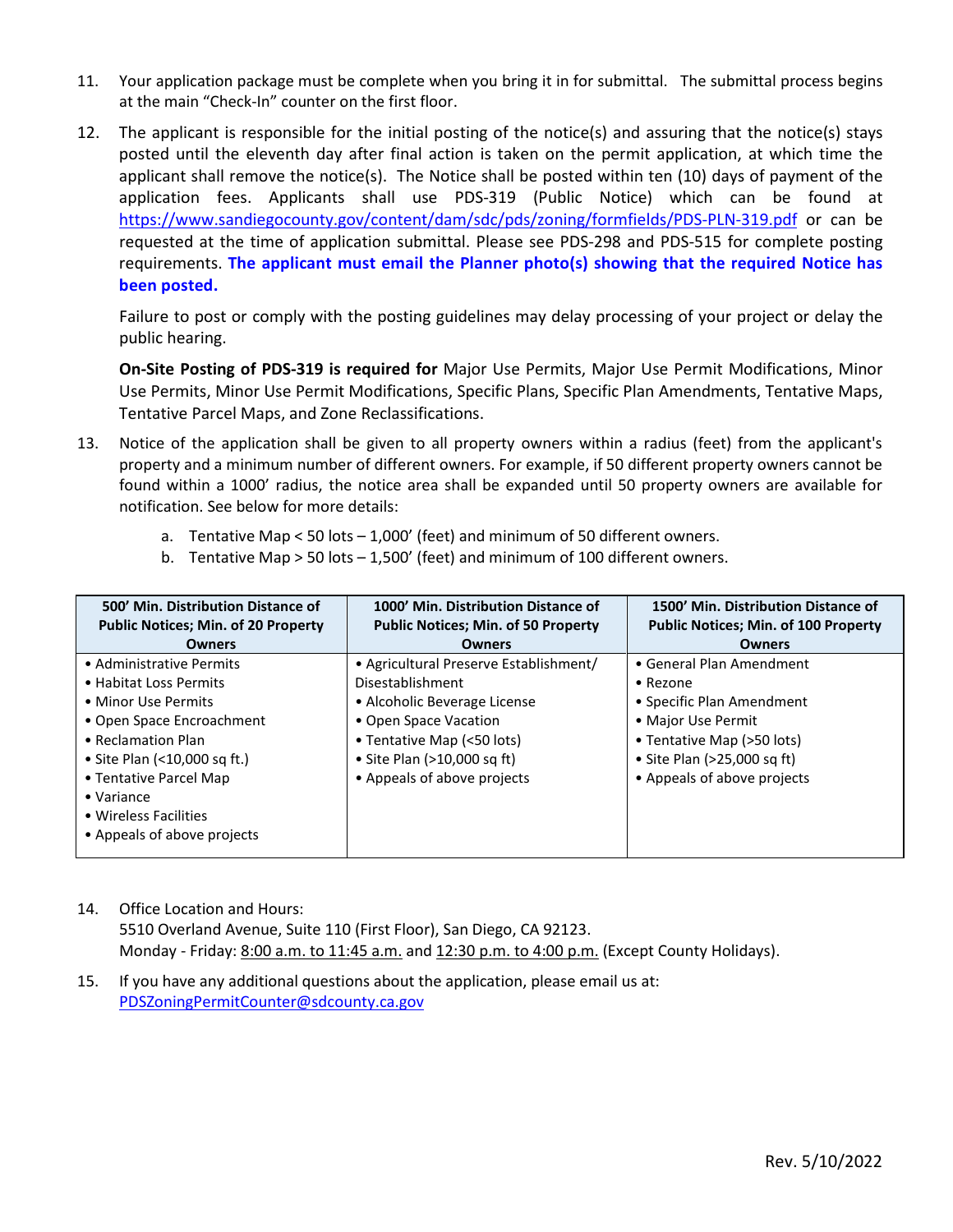11. Your application package must be complete when you bring it in for submittal. The submittal process begins at the main "Check-In" counter on the first floor.

12. The applicant is responsible for the initial posting of the notice(s) and assuring that the notice(s) stays posted until the eleventh day after final action is taken on the permit application, at which time the applicant shall remove the notice(s). The Notice shall be posted within ten (10) days of payment of the application fees. Applicants shall use PDS-319 (Public Notice) which can be found at https://www.sandiegocounty.gov/content/dam/sdc/pds/zoning/formfields/PDS-PLN-319.pdf or can be requested at the time of application submittal. Please see PDS-298 and PDS-515 for complete posting requirements. **The applicant must email the Planner photo(s) showing that the required Notice has been posted.**

    Failure to post or comply with the posting guidelines may delay processing of your project or delay the public hearing.

    **On-Site Posting of PDS-319 is required for** Major Use Permits, Major Use Permit Modifications, Minor Use Permits, Minor Use Permit Modifications, Specific Plans, Specific Plan Amendments, Tentative Maps, Tentative Parcel Maps, and Zone Reclassifications.

13. Notice of the application shall be given to all property owners within a radius (feet) from the applicant's property and a minimum number of different owners. For example, if 50 different property owners cannot be found within a 1000' radius, the notice area shall be expanded until 50 property owners are available for notification. See below for more details:

    a. Tentative Map < 50 lots – 1,000' (feet) and minimum of 50 different owners.
    b. Tentative Map > 50 lots – 1,500' (feet) and minimum of 100 different owners.

| 500' Min. Distribution Distance of Public Notices; Min. of 20 Property Owners | 1000' Min. Distribution Distance of Public Notices; Min. of 50 Property Owners | 1500' Min. Distribution Distance of Public Notices; Min. of 100 Property Owners |
|---|---|---|
| • Administrative Permits<br>• Habitat Loss Permits<br>• Minor Use Permits<br>• Open Space Encroachment<br>• Reclamation Plan<br>• Site Plan (<10,000 sq ft.)<br>• Tentative Parcel Map<br>• Variance<br>• Wireless Facilities<br>• Appeals of above projects | • Agricultural Preserve Establishment/ Disestablishment<br>• Alcoholic Beverage License<br>• Open Space Vacation<br>• Tentative Map (<50 lots)<br>• Site Plan (>10,000 sq ft)<br>• Appeals of above projects | • General Plan Amendment<br>• Rezone<br>• Specific Plan Amendment<br>• Major Use Permit<br>• Tentative Map (>50 lots)<br>• Site Plan (>25,000 sq ft)<br>• Appeals of above projects |

14. Office Location and Hours:
    5510 Overland Avenue, Suite 110 (First Floor), San Diego, CA 92123.
    Monday - Friday: 8:00 a.m. to 11:45 a.m. and 12:30 p.m. to 4:00 p.m. (Except County Holidays).

15. If you have any additional questions about the application, please email us at: PDSZoningPermitCounter@sdcounty.ca.gov

Rev. 5/10/2022